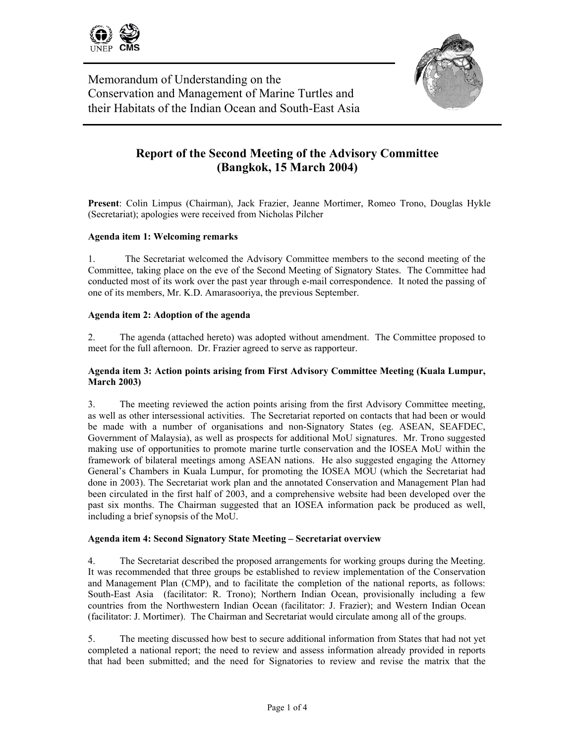Memorandum of Understanding on the Conservation and Management of Marine Turtles and their Habitats of the Indian Ocean and South-East Asia

# Report of the Second Meeting of the Advisory Committee (Bangkok, 15 March 2004)

**Present**: Colin Limpus (Chairman), Jack Frazier, Jeanne Mortimer, Romeo Trono, Douglas Hykle (Secretariat); apologies were received from Nicholas Pilcher

**Agenda item 1: Welcoming remarks**

1. The Secretariat welcomed the Advisory Committee members to the second meeting of the Committee, taking place on the eve of the Second Meeting of Signatory States. The Committee had conducted most of its work over the past year through e-mail correspondence. It noted the passing of one of its members, Mr. K.D. Amarasooriya, the previous September.

**Agenda item 2: Adoption of the agenda**

2. The agenda (attached hereto) was adopted without amendment. The Committee proposed to meet for the full afternoon. Dr. Frazier agreed to serve as rapporteur.

**Agenda item 3: Action points arising from First Advisory Committee Meeting (Kuala Lumpur, March 2003)**

3. The meeting reviewed the action points arising from the first Advisory Committee meeting, as well as other intersessional activities. The Secretariat reported on contacts that had been or would be made with a number of organisations and non-Signatory States (eg. ASEAN, SEAFDEC, Government of Malaysia), as well as prospects for additional MoU signatures. Mr. Trono suggested making use of opportunities to promote marine turtle conservation and the IOSEA MoU within the framework of bilateral meetings among ASEAN nations. He also suggested engaging the Attorney General's Chambers in Kuala Lumpur, for promoting the IOSEA MOU (which the Secretariat had done in 2003). The Secretariat work plan and the annotated Conservation and Management Plan had been circulated in the first half of 2003, and a comprehensive website had been developed over the past six months. The Chairman suggested that an IOSEA information pack be produced as well, including a brief synopsis of the MoU.

**Agenda item 4: Second Signatory State Meeting – Secretariat overview**

4. The Secretariat described the proposed arrangements for working groups during the Meeting. It was recommended that three groups be established to review implementation of the Conservation and Management Plan (CMP), and to facilitate the completion of the national reports, as follows: South-East Asia (facilitator: R. Trono); Northern Indian Ocean, provisionally including a few countries from the Northwestern Indian Ocean (facilitator: J. Frazier); and Western Indian Ocean (facilitator: J. Mortimer). The Chairman and Secretariat would circulate among all of the groups.

5. The meeting discussed how best to secure additional information from States that had not yet completed a national report; the need to review and assess information already provided in reports that had been submitted; and the need for Signatories to review and revise the matrix that the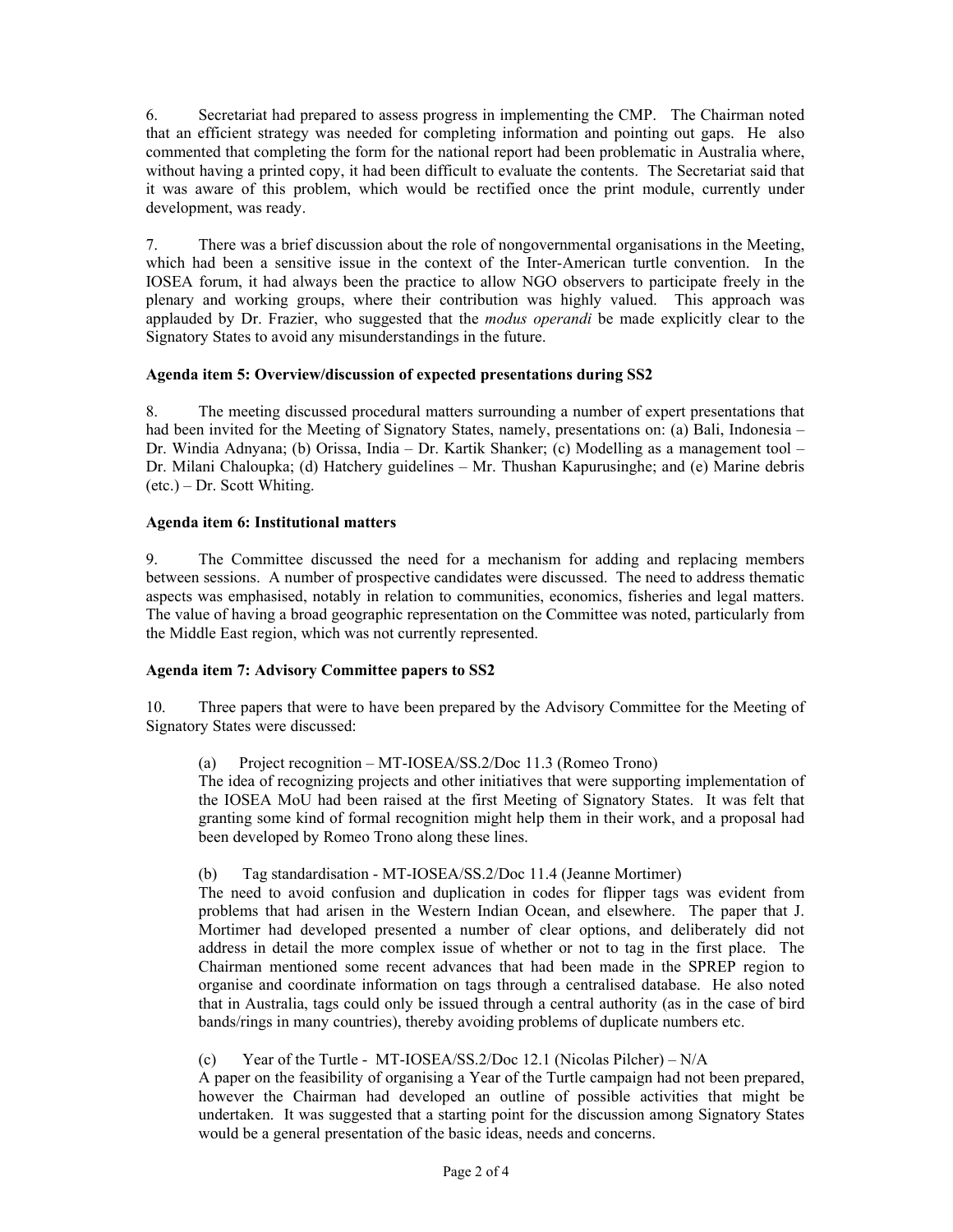6. Secretariat had prepared to assess progress in implementing the CMP. The Chairman noted that an efficient strategy was needed for completing information and pointing out gaps. He also commented that completing the form for the national report had been problematic in Australia where, without having a printed copy, it had been difficult to evaluate the contents. The Secretariat said that it was aware of this problem, which would be rectified once the print module, currently under development, was ready.

7. There was a brief discussion about the role of nongovernmental organisations in the Meeting, which had been a sensitive issue in the context of the Inter-American turtle convention. In the IOSEA forum, it had always been the practice to allow NGO observers to participate freely in the plenary and working groups, where their contribution was highly valued. This approach was applauded by Dr. Frazier, who suggested that the *modus operandi* be made explicitly clear to the Signatory States to avoid any misunderstandings in the future.

**Agenda item 5: Overview/discussion of expected presentations during SS2**

8. The meeting discussed procedural matters surrounding a number of expert presentations that had been invited for the Meeting of Signatory States, namely, presentations on: (a) Bali, Indonesia – Dr. Windia Adnyana; (b) Orissa, India – Dr. Kartik Shanker; (c) Modelling as a management tool – Dr. Milani Chaloupka; (d) Hatchery guidelines – Mr. Thushan Kapurusinghe; and (e) Marine debris (etc.) – Dr. Scott Whiting.

**Agenda item 6: Institutional matters**

9. The Committee discussed the need for a mechanism for adding and replacing members between sessions. A number of prospective candidates were discussed. The need to address thematic aspects was emphasised, notably in relation to communities, economics, fisheries and legal matters. The value of having a broad geographic representation on the Committee was noted, particularly from the Middle East region, which was not currently represented.

**Agenda item 7: Advisory Committee papers to SS2**

10. Three papers that were to have been prepared by the Advisory Committee for the Meeting of Signatory States were discussed:

(a) Project recognition – MT-IOSEA/SS.2/Doc 11.3 (Romeo Trono)
The idea of recognizing projects and other initiatives that were supporting implementation of the IOSEA MoU had been raised at the first Meeting of Signatory States. It was felt that granting some kind of formal recognition might help them in their work, and a proposal had been developed by Romeo Trono along these lines.

(b) Tag standardisation - MT-IOSEA/SS.2/Doc 11.4 (Jeanne Mortimer)
The need to avoid confusion and duplication in codes for flipper tags was evident from problems that had arisen in the Western Indian Ocean, and elsewhere. The paper that J. Mortimer had developed presented a number of clear options, and deliberately did not address in detail the more complex issue of whether or not to tag in the first place. The Chairman mentioned some recent advances that had been made in the SPREP region to organise and coordinate information on tags through a centralised database. He also noted that in Australia, tags could only be issued through a central authority (as in the case of bird bands/rings in many countries), thereby avoiding problems of duplicate numbers etc.

(c) Year of the Turtle - MT-IOSEA/SS.2/Doc 12.1 (Nicolas Pilcher) – N/A
A paper on the feasibility of organising a Year of the Turtle campaign had not been prepared, however the Chairman had developed an outline of possible activities that might be undertaken. It was suggested that a starting point for the discussion among Signatory States would be a general presentation of the basic ideas, needs and concerns.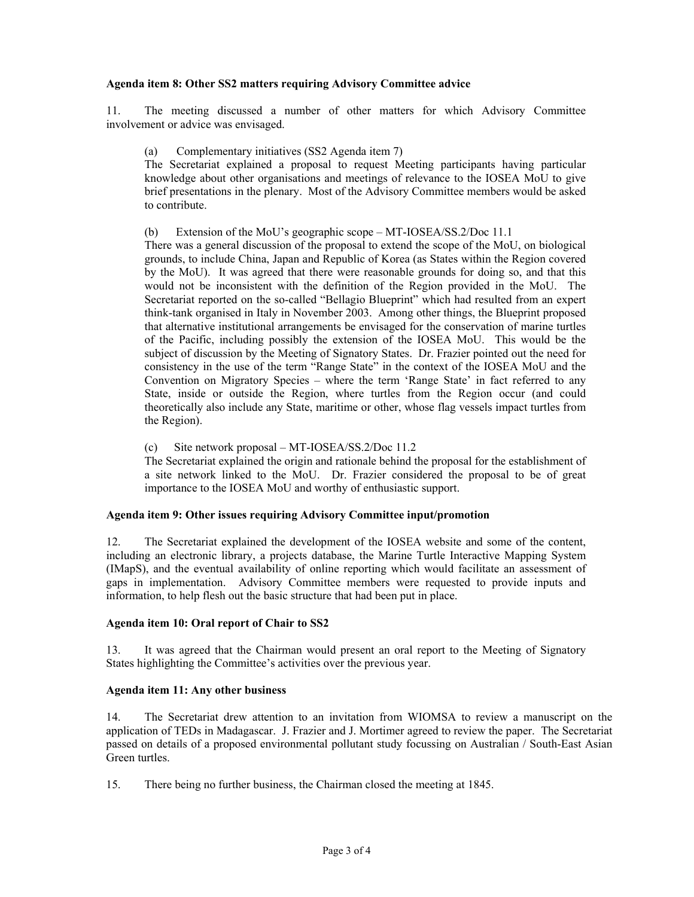**Agenda item 8: Other SS2 matters requiring Advisory Committee advice**

11. The meeting discussed a number of other matters for which Advisory Committee involvement or advice was envisaged.

(a) Complementary initiatives (SS2 Agenda item 7)
The Secretariat explained a proposal to request Meeting participants having particular knowledge about other organisations and meetings of relevance to the IOSEA MoU to give brief presentations in the plenary. Most of the Advisory Committee members would be asked to contribute.

(b) Extension of the MoU's geographic scope – MT-IOSEA/SS.2/Doc 11.1
There was a general discussion of the proposal to extend the scope of the MoU, on biological grounds, to include China, Japan and Republic of Korea (as States within the Region covered by the MoU). It was agreed that there were reasonable grounds for doing so, and that this would not be inconsistent with the definition of the Region provided in the MoU. The Secretariat reported on the so-called "Bellagio Blueprint" which had resulted from an expert think-tank organised in Italy in November 2003. Among other things, the Blueprint proposed that alternative institutional arrangements be envisaged for the conservation of marine turtles of the Pacific, including possibly the extension of the IOSEA MoU. This would be the subject of discussion by the Meeting of Signatory States. Dr. Frazier pointed out the need for consistency in the use of the term "Range State" in the context of the IOSEA MoU and the Convention on Migratory Species – where the term 'Range State' in fact referred to any State, inside or outside the Region, where turtles from the Region occur (and could theoretically also include any State, maritime or other, whose flag vessels impact turtles from the Region).

(c) Site network proposal – MT-IOSEA/SS.2/Doc 11.2
The Secretariat explained the origin and rationale behind the proposal for the establishment of a site network linked to the MoU. Dr. Frazier considered the proposal to be of great importance to the IOSEA MoU and worthy of enthusiastic support.

**Agenda item 9: Other issues requiring Advisory Committee input/promotion**

12. The Secretariat explained the development of the IOSEA website and some of the content, including an electronic library, a projects database, the Marine Turtle Interactive Mapping System (IMapS), and the eventual availability of online reporting which would facilitate an assessment of gaps in implementation. Advisory Committee members were requested to provide inputs and information, to help flesh out the basic structure that had been put in place.

**Agenda item 10: Oral report of Chair to SS2**

13. It was agreed that the Chairman would present an oral report to the Meeting of Signatory States highlighting the Committee's activities over the previous year.

**Agenda item 11: Any other business**

14. The Secretariat drew attention to an invitation from WIOMSA to review a manuscript on the application of TEDs in Madagascar. J. Frazier and J. Mortimer agreed to review the paper. The Secretariat passed on details of a proposed environmental pollutant study focussing on Australian / South-East Asian Green turtles.

15. There being no further business, the Chairman closed the meeting at 1845.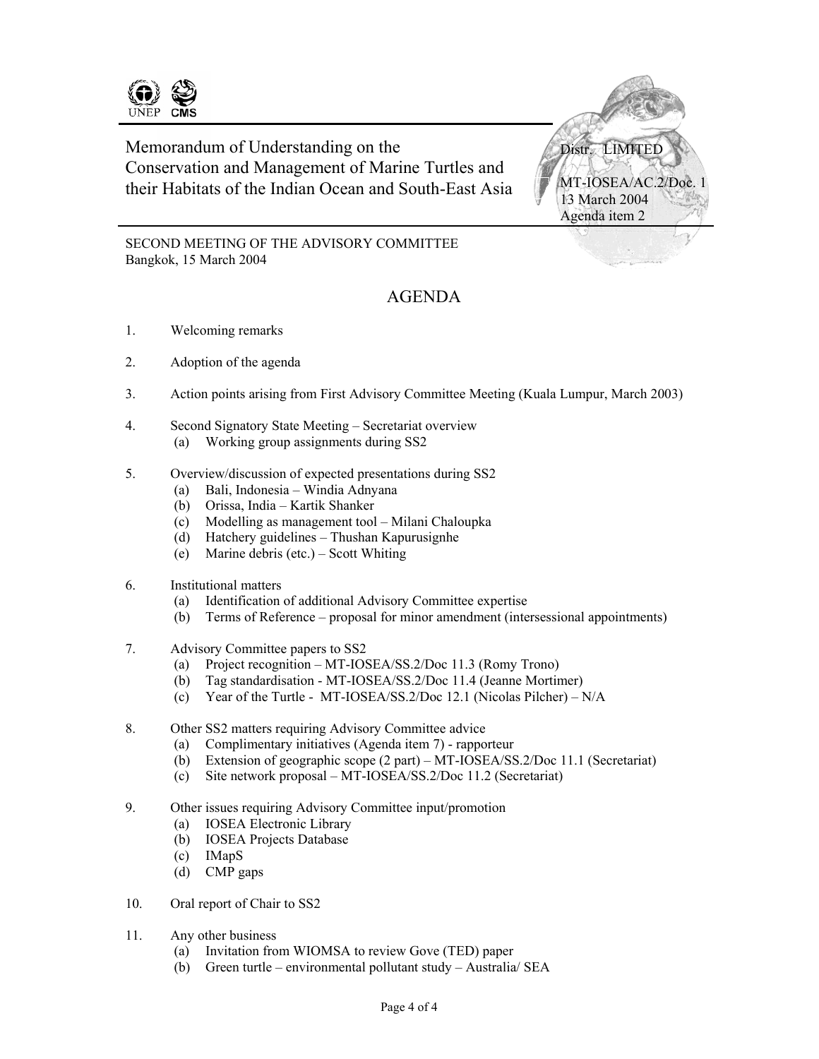UNEP CMS

Memorandum of Understanding on the Conservation and Management of Marine Turtles and their Habitats of the Indian Ocean and South-East Asia

Distr. LIMITED

MT-IOSEA/AC.2/Doc. 1
13 March 2004
Agenda item 2

SECOND MEETING OF THE ADVISORY COMMITTEE
Bangkok, 15 March 2004

# AGENDA

1. Welcoming remarks

2. Adoption of the agenda

3. Action points arising from First Advisory Committee Meeting (Kuala Lumpur, March 2003)

4. Second Signatory State Meeting – Secretariat overview
   - (a) Working group assignments during SS2

5. Overview/discussion of expected presentations during SS2
   - (a) Bali, Indonesia – Windia Adnyana
   - (b) Orissa, India – Kartik Shanker
   - (c) Modelling as management tool – Milani Chaloupka
   - (d) Hatchery guidelines – Thushan Kapurusignhe
   - (e) Marine debris (etc.) – Scott Whiting

6. Institutional matters
   - (a) Identification of additional Advisory Committee expertise
   - (b) Terms of Reference – proposal for minor amendment (intersessional appointments)

7. Advisory Committee papers to SS2
   - (a) Project recognition – MT-IOSEA/SS.2/Doc 11.3 (Romy Trono)
   - (b) Tag standardisation - MT-IOSEA/SS.2/Doc 11.4 (Jeanne Mortimer)
   - (c) Year of the Turtle - MT-IOSEA/SS.2/Doc 12.1 (Nicolas Pilcher) – N/A

8. Other SS2 matters requiring Advisory Committee advice
   - (a) Complimentary initiatives (Agenda item 7) - rapporteur
   - (b) Extension of geographic scope (2 part) – MT-IOSEA/SS.2/Doc 11.1 (Secretariat)
   - (c) Site network proposal – MT-IOSEA/SS.2/Doc 11.2 (Secretariat)

9. Other issues requiring Advisory Committee input/promotion
   - (a) IOSEA Electronic Library
   - (b) IOSEA Projects Database
   - (c) IMapS
   - (d) CMP gaps

10. Oral report of Chair to SS2

11. Any other business
    - (a) Invitation from WIOMSA to review Gove (TED) paper
    - (b) Green turtle – environmental pollutant study – Australia/ SEA